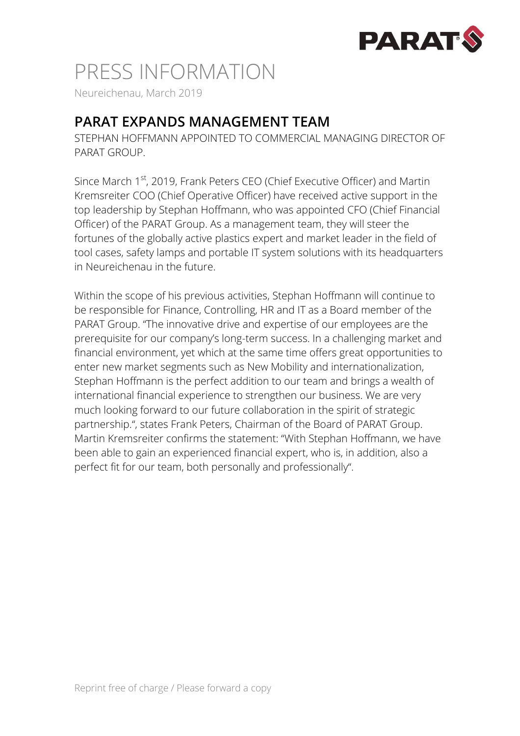# PRESS INFORMATION

Neureichenau, March 2019

## PARAT EXPANDS MANAGEMENT TEAM

STEPHAN HOFFMANN APPOINTED TO COMMERCIAL MANAGING DIRECTOR OF PARAT GROUP.

Since March 1st, 2019, Frank Peters CEO (Chief Executive Officer) and Martin Kremsreiter COO (Chief Operative Officer) have received active support in the top leadership by Stephan Hoffmann, who was appointed CFO (Chief Financial Officer) of the PARAT Group. As a management team, they will steer the fortunes of the globally active plastics expert and market leader in the field of tool cases, safety lamps and portable IT system solutions with its headquarters in Neureichenau in the future.

Within the scope of his previous activities, Stephan Hoffmann will continue to be responsible for Finance, Controlling, HR and IT as a Board member of the PARAT Group. "The innovative drive and expertise of our employees are the prerequisite for our company's long-term success. In a challenging market and financial environment, yet which at the same time offers great opportunities to enter new market segments such as New Mobility and internationalization, Stephan Hoffmann is the perfect addition to our team and brings a wealth of international financial experience to strengthen our business. We are very much looking forward to our future collaboration in the spirit of strategic partnership.", states Frank Peters, Chairman of the Board of PARAT Group. Martin Kremsreiter confirms the statement: "With Stephan Hoffmann, we have been able to gain an experienced financial expert, who is, in addition, also a perfect fit for our team, both personally and professionally".

Reprint free of charge / Please forward a copy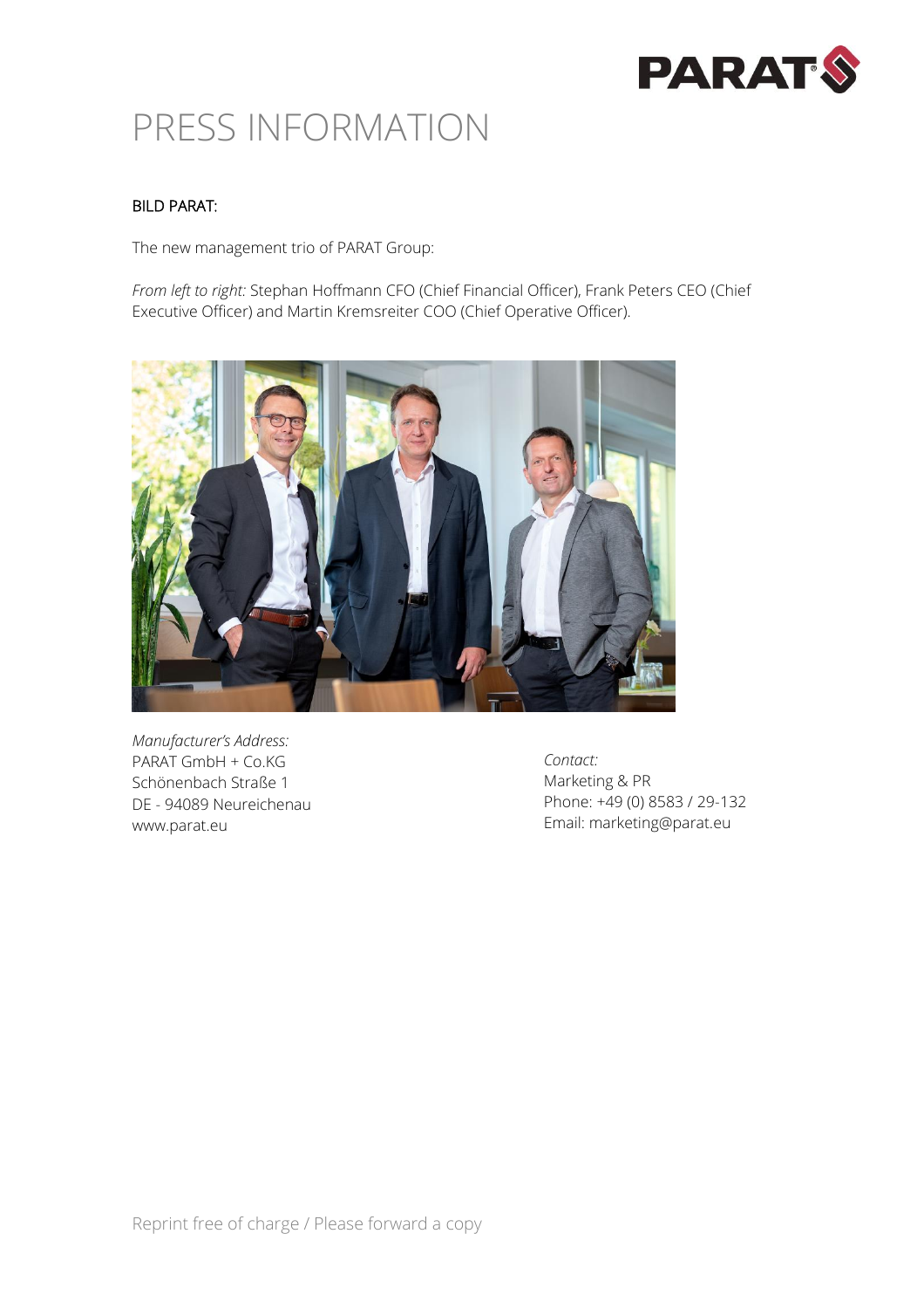# PRESS INFORMATION

BILD PARAT:

The new management trio of PARAT Group:

*From left to right:* Stephan Hoffmann CFO (Chief Financial Officer), Frank Peters CEO (Chief Executive Officer) and Martin Kremsreiter COO (Chief Operative Officer).

*Manufacturer's Address:*
PARAT GmbH + Co.KG
Schönenbach Straße 1
DE - 94089 Neureichenau
www.parat.eu

*Contact:*
Marketing & PR
Phone: +49 (0) 8583 / 29-132
Email: marketing@parat.eu

Reprint free of charge / Please forward a copy